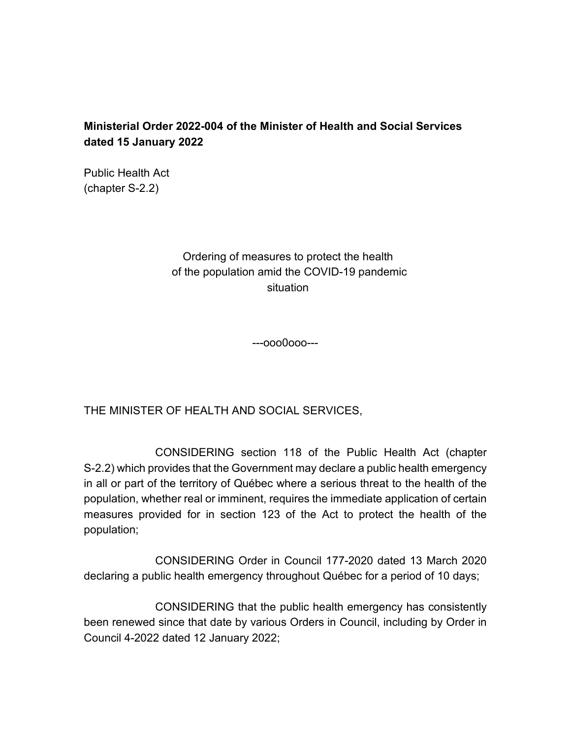**Ministerial Order 2022-004 of the Minister of Health and Social Services dated 15 January 2022**

Public Health Act
(chapter S-2.2)

Ordering of measures to protect the health of the population amid the COVID-19 pandemic situation

---ooo0ooo---

THE MINISTER OF HEALTH AND SOCIAL SERVICES,

CONSIDERING section 118 of the Public Health Act (chapter S-2.2) which provides that the Government may declare a public health emergency in all or part of the territory of Québec where a serious threat to the health of the population, whether real or imminent, requires the immediate application of certain measures provided for in section 123 of the Act to protect the health of the population;

CONSIDERING Order in Council 177-2020 dated 13 March 2020 declaring a public health emergency throughout Québec for a period of 10 days;

CONSIDERING that the public health emergency has consistently been renewed since that date by various Orders in Council, including by Order in Council 4-2022 dated 12 January 2022;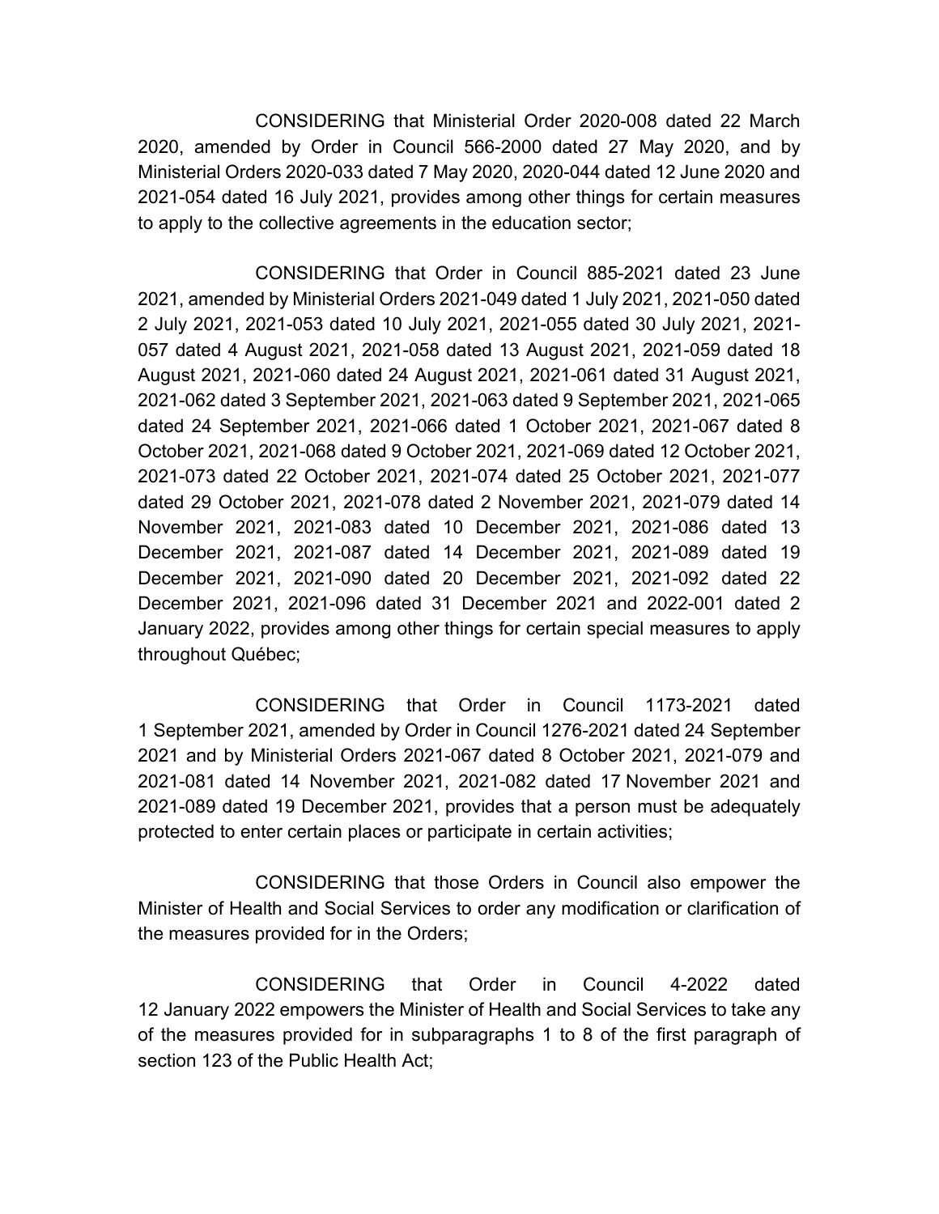CONSIDERING that Ministerial Order 2020-008 dated 22 March 2020, amended by Order in Council 566-2000 dated 27 May 2020, and by Ministerial Orders 2020-033 dated 7 May 2020, 2020-044 dated 12 June 2020 and 2021-054 dated 16 July 2021, provides among other things for certain measures to apply to the collective agreements in the education sector;

CONSIDERING that Order in Council 885-2021 dated 23 June 2021, amended by Ministerial Orders 2021-049 dated 1 July 2021, 2021-050 dated 2 July 2021, 2021-053 dated 10 July 2021, 2021-055 dated 30 July 2021, 2021-057 dated 4 August 2021, 2021-058 dated 13 August 2021, 2021-059 dated 18 August 2021, 2021-060 dated 24 August 2021, 2021-061 dated 31 August 2021, 2021-062 dated 3 September 2021, 2021-063 dated 9 September 2021, 2021-065 dated 24 September 2021, 2021-066 dated 1 October 2021, 2021-067 dated 8 October 2021, 2021-068 dated 9 October 2021, 2021-069 dated 12 October 2021, 2021-073 dated 22 October 2021, 2021-074 dated 25 October 2021, 2021-077 dated 29 October 2021, 2021-078 dated 2 November 2021, 2021-079 dated 14 November 2021, 2021-083 dated 10 December 2021, 2021-086 dated 13 December 2021, 2021-087 dated 14 December 2021, 2021-089 dated 19 December 2021, 2021-090 dated 20 December 2021, 2021-092 dated 22 December 2021, 2021-096 dated 31 December 2021 and 2022-001 dated 2 January 2022, provides among other things for certain special measures to apply throughout Québec;

CONSIDERING that Order in Council 1173-2021 dated 1 September 2021, amended by Order in Council 1276-2021 dated 24 September 2021 and by Ministerial Orders 2021-067 dated 8 October 2021, 2021-079 and 2021-081 dated 14 November 2021, 2021-082 dated 17 November 2021 and 2021-089 dated 19 December 2021, provides that a person must be adequately protected to enter certain places or participate in certain activities;

CONSIDERING that those Orders in Council also empower the Minister of Health and Social Services to order any modification or clarification of the measures provided for in the Orders;

CONSIDERING that Order in Council 4-2022 dated 12 January 2022 empowers the Minister of Health and Social Services to take any of the measures provided for in subparagraphs 1 to 8 of the first paragraph of section 123 of the Public Health Act;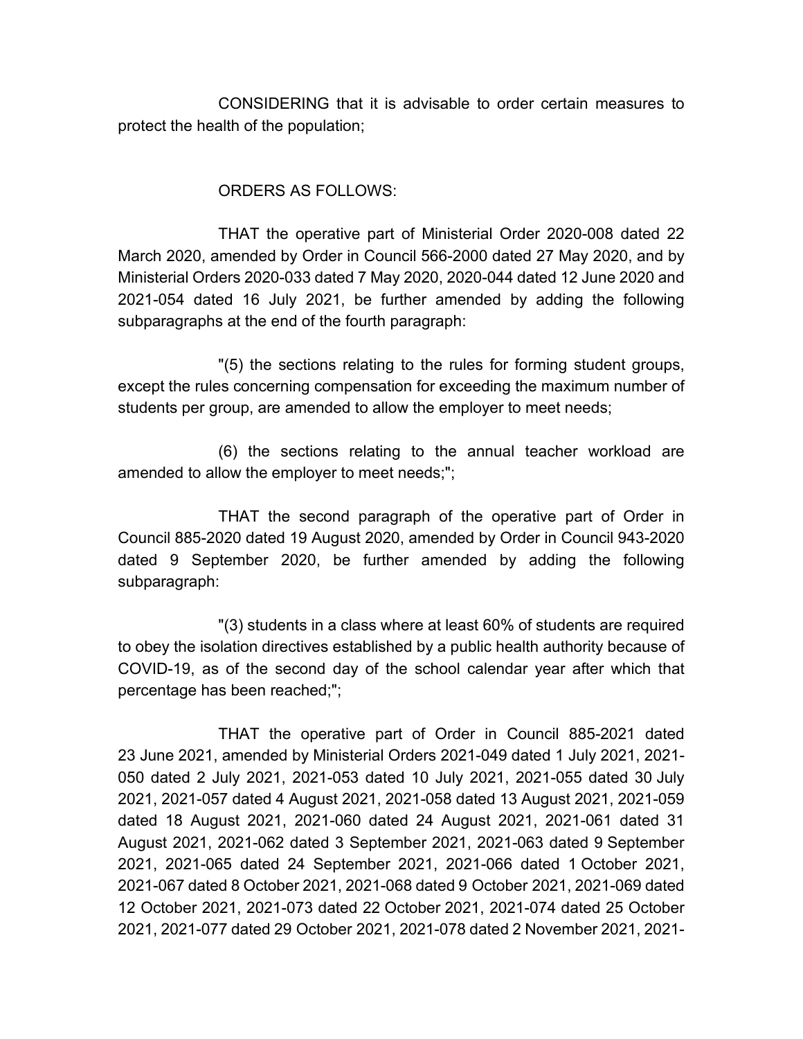CONSIDERING that it is advisable to order certain measures to protect the health of the population;

ORDERS AS FOLLOWS:

THAT the operative part of Ministerial Order 2020-008 dated 22 March 2020, amended by Order in Council 566-2000 dated 27 May 2020, and by Ministerial Orders 2020-033 dated 7 May 2020, 2020-044 dated 12 June 2020 and 2021-054 dated 16 July 2021, be further amended by adding the following subparagraphs at the end of the fourth paragraph:

"(5) the sections relating to the rules for forming student groups, except the rules concerning compensation for exceeding the maximum number of students per group, are amended to allow the employer to meet needs;

(6) the sections relating to the annual teacher workload are amended to allow the employer to meet needs;";

THAT the second paragraph of the operative part of Order in Council 885-2020 dated 19 August 2020, amended by Order in Council 943-2020 dated 9 September 2020, be further amended by adding the following subparagraph:

"(3) students in a class where at least 60% of students are required to obey the isolation directives established by a public health authority because of COVID-19, as of the second day of the school calendar year after which that percentage has been reached;";

THAT the operative part of Order in Council 885-2021 dated 23 June 2021, amended by Ministerial Orders 2021-049 dated 1 July 2021, 2021-050 dated 2 July 2021, 2021-053 dated 10 July 2021, 2021-055 dated 30 July 2021, 2021-057 dated 4 August 2021, 2021-058 dated 13 August 2021, 2021-059 dated 18 August 2021, 2021-060 dated 24 August 2021, 2021-061 dated 31 August 2021, 2021-062 dated 3 September 2021, 2021-063 dated 9 September 2021, 2021-065 dated 24 September 2021, 2021-066 dated 1 October 2021, 2021-067 dated 8 October 2021, 2021-068 dated 9 October 2021, 2021-069 dated 12 October 2021, 2021-073 dated 22 October 2021, 2021-074 dated 25 October 2021, 2021-077 dated 29 October 2021, 2021-078 dated 2 November 2021, 2021-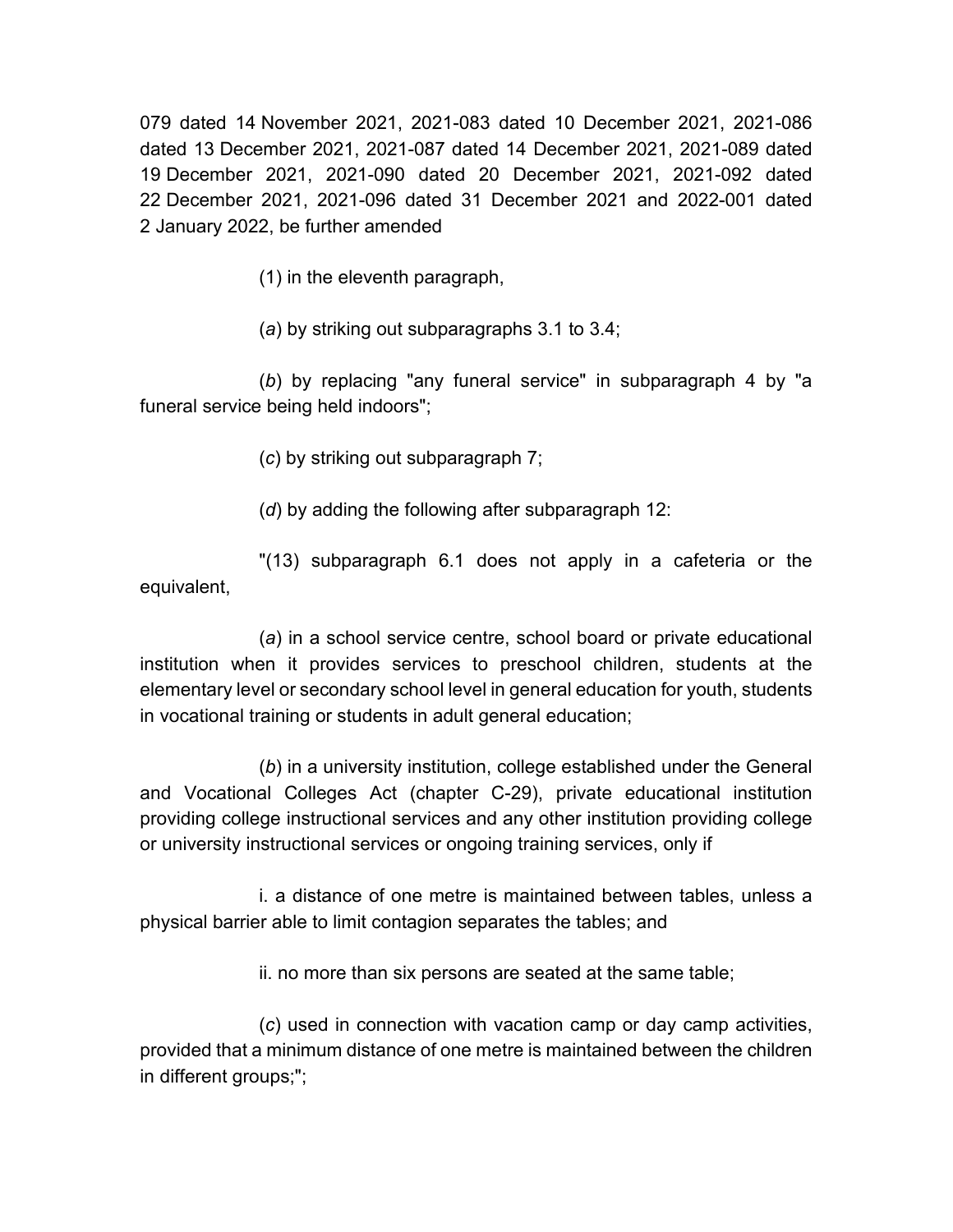079 dated 14 November 2021, 2021-083 dated 10 December 2021, 2021-086 dated 13 December 2021, 2021-087 dated 14 December 2021, 2021-089 dated 19 December 2021, 2021-090 dated 20 December 2021, 2021-092 dated 22 December 2021, 2021-096 dated 31 December 2021 and 2022-001 dated 2 January 2022, be further amended

(1) in the eleventh paragraph,

(*a*) by striking out subparagraphs 3.1 to 3.4;

(*b*) by replacing "any funeral service" in subparagraph 4 by "a funeral service being held indoors";

(*c*) by striking out subparagraph 7;

(*d*) by adding the following after subparagraph 12:

"(13) subparagraph 6.1 does not apply in a cafeteria or the equivalent,

(*a*) in a school service centre, school board or private educational institution when it provides services to preschool children, students at the elementary level or secondary school level in general education for youth, students in vocational training or students in adult general education;

(*b*) in a university institution, college established under the General and Vocational Colleges Act (chapter C-29), private educational institution providing college instructional services and any other institution providing college or university instructional services or ongoing training services, only if

i. a distance of one metre is maintained between tables, unless a physical barrier able to limit contagion separates the tables; and

ii. no more than six persons are seated at the same table;

(*c*) used in connection with vacation camp or day camp activities, provided that a minimum distance of one metre is maintained between the children in different groups;";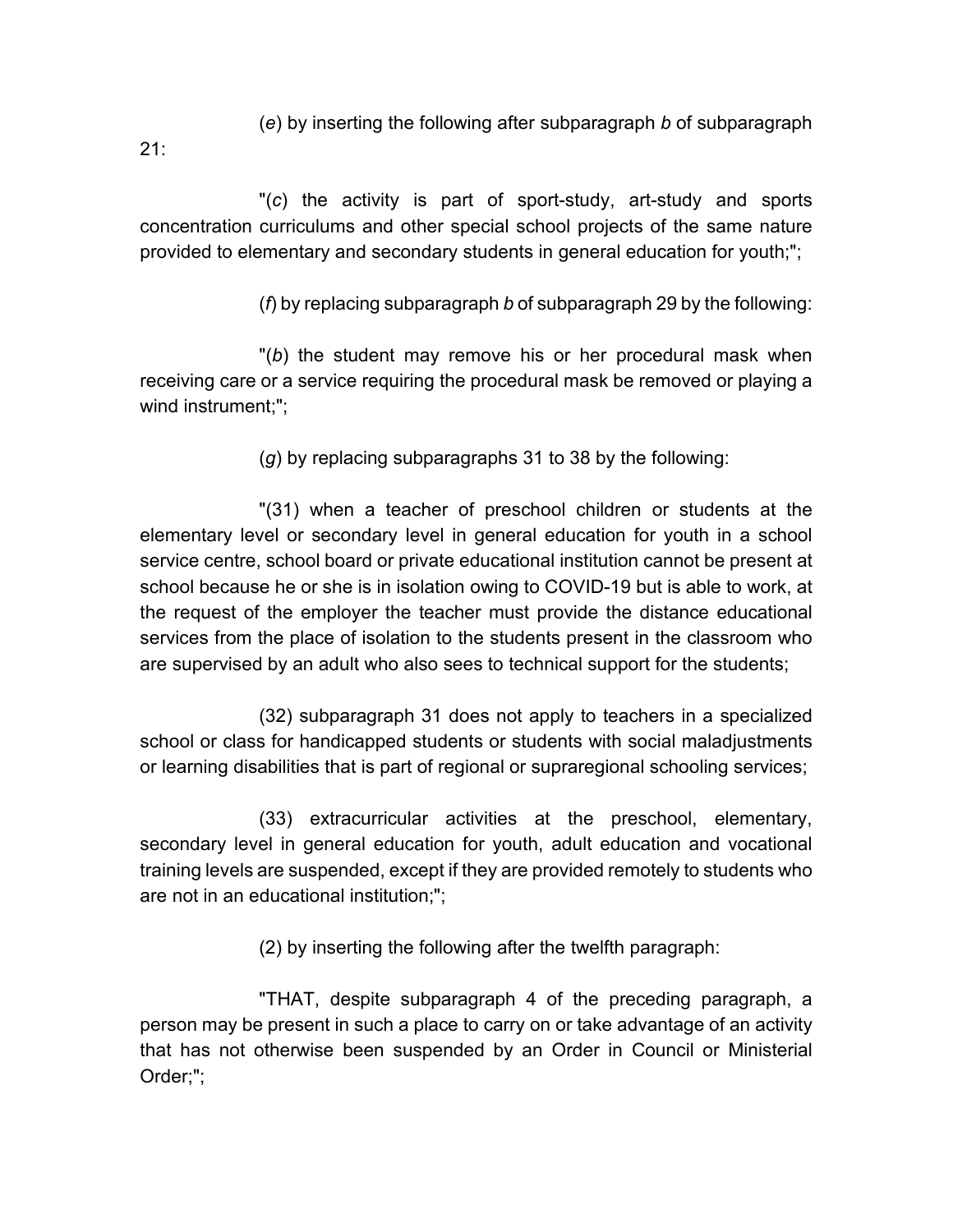(*e*) by inserting the following after subparagraph *b* of subparagraph 21:

"(*c*) the activity is part of sport-study, art-study and sports concentration curriculums and other special school projects of the same nature provided to elementary and secondary students in general education for youth;";

(*f*) by replacing subparagraph *b* of subparagraph 29 by the following:

"(*b*) the student may remove his or her procedural mask when receiving care or a service requiring the procedural mask be removed or playing a wind instrument;";

(*g*) by replacing subparagraphs 31 to 38 by the following:

"(31) when a teacher of preschool children or students at the elementary level or secondary level in general education for youth in a school service centre, school board or private educational institution cannot be present at school because he or she is in isolation owing to COVID-19 but is able to work, at the request of the employer the teacher must provide the distance educational services from the place of isolation to the students present in the classroom who are supervised by an adult who also sees to technical support for the students;

(32) subparagraph 31 does not apply to teachers in a specialized school or class for handicapped students or students with social maladjustments or learning disabilities that is part of regional or supraregional schooling services;

(33) extracurricular activities at the preschool, elementary, secondary level in general education for youth, adult education and vocational training levels are suspended, except if they are provided remotely to students who are not in an educational institution;";

(2) by inserting the following after the twelfth paragraph:

"THAT, despite subparagraph 4 of the preceding paragraph, a person may be present in such a place to carry on or take advantage of an activity that has not otherwise been suspended by an Order in Council or Ministerial Order;";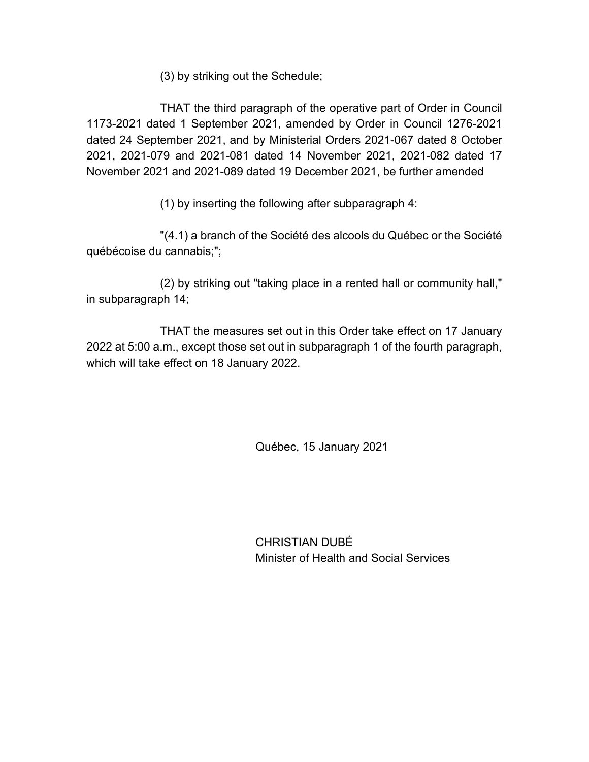(3) by striking out the Schedule;

THAT the third paragraph of the operative part of Order in Council 1173-2021 dated 1 September 2021, amended by Order in Council 1276-2021 dated 24 September 2021, and by Ministerial Orders 2021-067 dated 8 October 2021, 2021-079 and 2021-081 dated 14 November 2021, 2021-082 dated 17 November 2021 and 2021-089 dated 19 December 2021, be further amended

(1) by inserting the following after subparagraph 4:

"(4.1) a branch of the Société des alcools du Québec or the Société québécoise du cannabis;";

(2) by striking out "taking place in a rented hall or community hall," in subparagraph 14;

THAT the measures set out in this Order take effect on 17 January 2022 at 5:00 a.m., except those set out in subparagraph 1 of the fourth paragraph, which will take effect on 18 January 2022.

Québec, 15 January 2021

CHRISTIAN DUBÉ
Minister of Health and Social Services